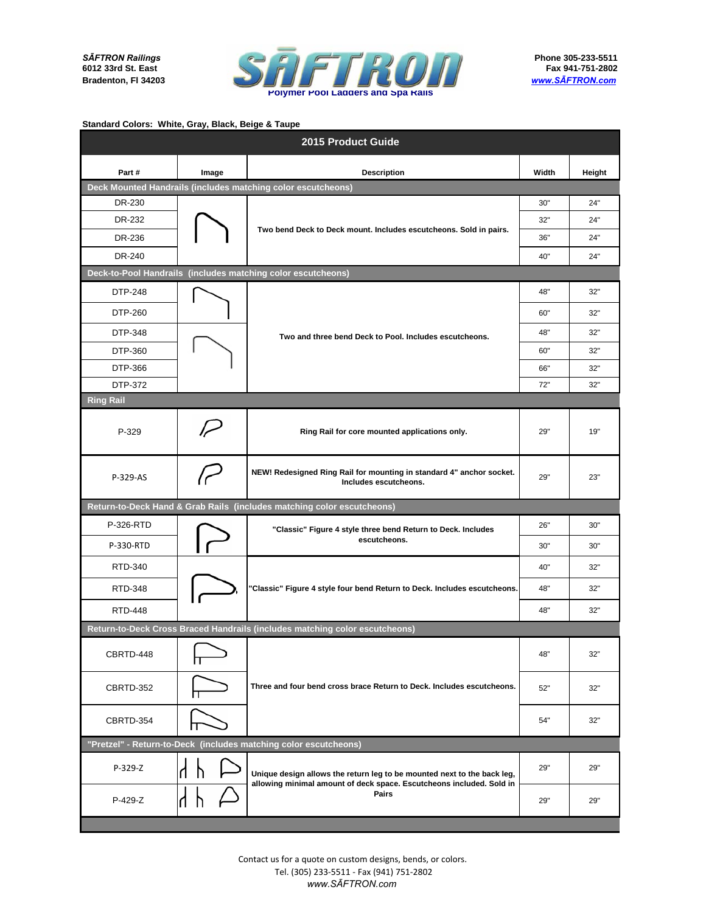*SĀFTRON Railings*
**6012 33rd St. East**
**Bradenton, Fl 34203**

# SĀFTRON

**Polymer Pool Ladders and Spa Rails**

**Phone 305-233-5511**
**Fax 941-751-2802**
**www.SĀFTRON.com**

**Standard Colors: White, Gray, Black, Beige & Taupe**

## 2015 Product Guide

| Part # | Image | Description | Width | Height |
|---|---|---|---|---|
| **Deck Mounted Handrails (includes matching color escutcheons)** | | | | |
| DR-230 | | Two bend Deck to Deck mount. Includes escutcheons. Sold in pairs. | 30" | 24" |
| DR-232 | | | 32" | 24" |
| DR-236 | | | 36" | 24" |
| DR-240 | | | 40" | 24" |
| **Deck-to-Pool Handrails (includes matching color escutcheons)** | | | | |
| DTP-248 | | Two and three bend Deck to Pool. Includes escutcheons. | 48" | 32" |
| DTP-260 | | | 60" | 32" |
| DTP-348 | | | 48" | 32" |
| DTP-360 | | | 60" | 32" |
| DTP-366 | | | 66" | 32" |
| DTP-372 | | | 72" | 32" |
| **Ring Rail** | | | | |
| P-329 | | Ring Rail for core mounted applications only. | 29" | 19" |
| P-329-AS | | NEW! Redesigned Ring Rail for mounting in standard 4" anchor socket. Includes escutcheons. | 29" | 23" |
| **Return-to-Deck Hand & Grab Rails (includes matching color escutcheons)** | | | | |
| P-326-RTD | | "Classic" Figure 4 style three bend Return to Deck. Includes escutcheons. | 26" | 30" |
| P-330-RTD | | | 30" | 30" |
| RTD-340 | | "Classic" Figure 4 style four bend Return to Deck. Includes escutcheons. | 40" | 32" |
| RTD-348 | | | 48" | 32" |
| RTD-448 | | | 48" | 32" |
| **Return-to-Deck Cross Braced Handrails (includes matching color escutcheons)** | | | | |
| CBRTD-448 | | Three and four bend cross brace Return to Deck. Includes escutcheons. | 48" | 32" |
| CBRTD-352 | | | 52" | 32" |
| CBRTD-354 | | | 54" | 32" |
| **"Pretzel" - Return-to-Deck (includes matching color escutcheons)** | | | | |
| P-329-Z | | Unique design allows the return leg to be mounted next to the back leg, allowing minimal amount of deck space. Escutcheons included. Sold in Pairs | 29" | 29" |
| P-429-Z | | | 29" | 29" |

Contact us for a quote on custom designs, bends, or colors.
Tel. (305) 233-5511 - Fax (941) 751-2802
*www.SĀFTRON.com*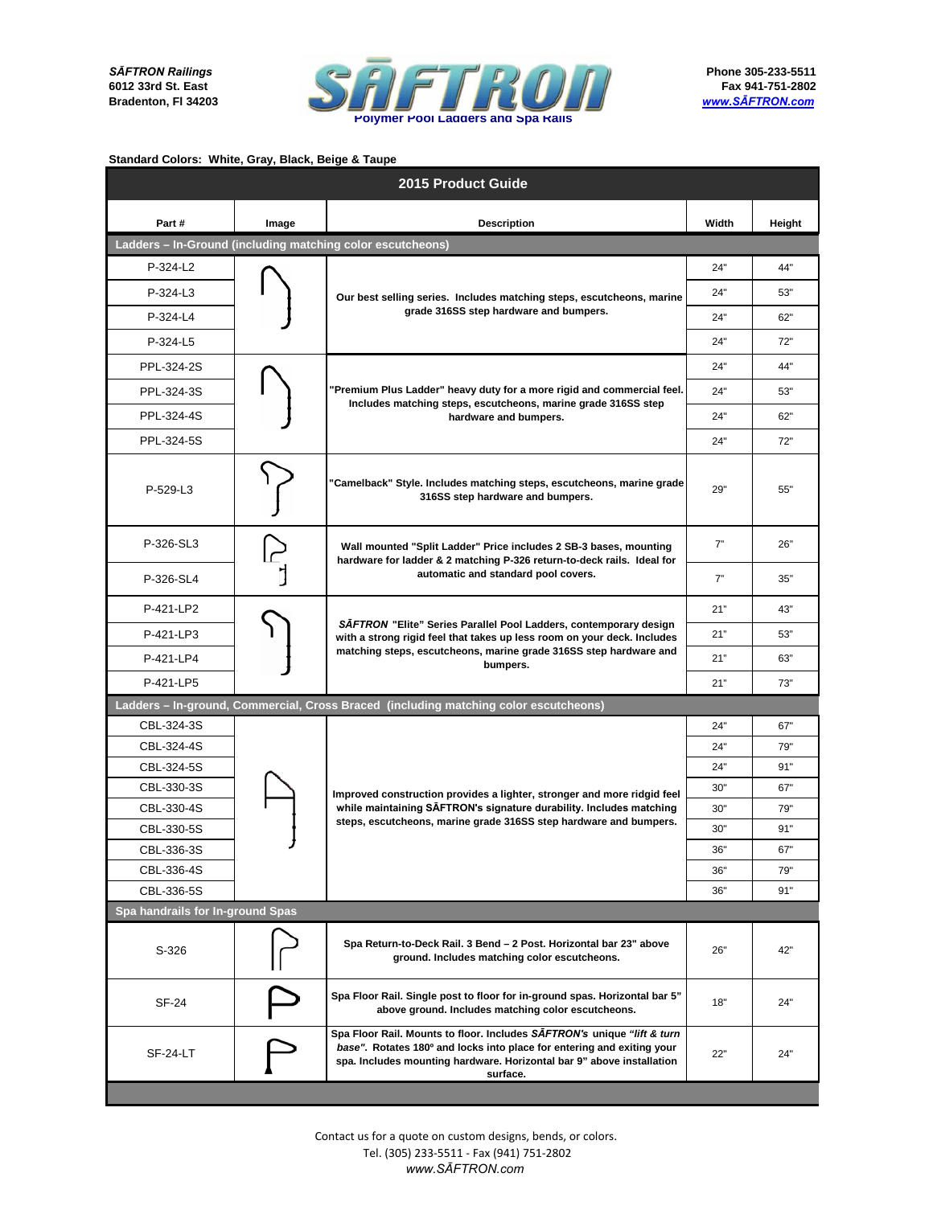***SĀFTRON Railings***
**6012 33rd St. East**
**Bradenton, Fl 34203**

**Polymer Pool Ladders and Spa Rails**

**Phone 305-233-5511**
**Fax 941-751-2802**
**www.SĀFTRON.com**

**Standard Colors: White, Gray, Black, Beige & Taupe**

| **2015 Product Guide** | | | | |
|---|---|---|---|---|
| **Part #** | **Image** | **Description** | **Width** | **Height** |
| **Ladders – In-Ground (including matching color escutcheons)** | | | | |
| P-324-L2 | | **Our best selling series. Includes matching steps, escutcheons, marine grade 316SS step hardware and bumpers.** | 24" | 44" |
| P-324-L3 | | | 24" | 53" |
| P-324-L4 | | | 24" | 62" |
| P-324-L5 | | | 24" | 72" |
| PPL-324-2S | | **"Premium Plus Ladder" heavy duty for a more rigid and commercial feel. Includes matching steps, escutcheons, marine grade 316SS step hardware and bumpers.** | 24" | 44" |
| PPL-324-3S | | | 24" | 53" |
| PPL-324-4S | | | 24" | 62" |
| PPL-324-5S | | | 24" | 72" |
| P-529-L3 | | **"Camelback" Style. Includes matching steps, escutcheons, marine grade 316SS step hardware and bumpers.** | 29" | 55" |
| P-326-SL3 | | **Wall mounted "Split Ladder" Price includes 2 SB-3 bases, mounting hardware for ladder & 2 matching P-326 return-to-deck rails. Ideal for automatic and standard pool covers.** | 7" | 26" |
| P-326-SL4 | | | 7" | 35" |
| P-421-LP2 | | ***SĀFTRON* "Elite" Series Parallel Pool Ladders, contemporary design with a strong rigid feel that takes up less room on your deck. Includes matching steps, escutcheons, marine grade 316SS step hardware and bumpers.** | 21" | 43" |
| P-421-LP3 | | | 21" | 53" |
| P-421-LP4 | | | 21" | 63" |
| P-421-LP5 | | | 21" | 73" |
| **Ladders – In-ground, Commercial, Cross Braced (including matching color escutcheons)** | | | | |
| CBL-324-3S | | **Improved construction provides a lighter, stronger and more ridgid feel while maintaining SĀFTRON's signature durability. Includes matching steps, escutcheons, marine grade 316SS step hardware and bumpers.** | 24" | 67" |
| CBL-324-4S | | | 24" | 79" |
| CBL-324-5S | | | 24" | 91" |
| CBL-330-3S | | | 30" | 67" |
| CBL-330-4S | | | 30" | 79" |
| CBL-330-5S | | | 30" | 91" |
| CBL-336-3S | | | 36" | 67" |
| CBL-336-4S | | | 36" | 79" |
| CBL-336-5S | | | 36" | 91" |
| **Spa handrails for In-ground Spas** | | | | |
| S-326 | | **Spa Return-to-Deck Rail. 3 Bend – 2 Post. Horizontal bar 23" above ground. Includes matching color escutcheons.** | 26" | 42" |
| SF-24 | | **Spa Floor Rail. Single post to floor for in-ground spas. Horizontal bar 5" above ground. Includes matching color escutcheons.** | 18" | 24" |
| SF-24-LT | | **Spa Floor Rail. Mounts to floor. Includes *SĀFTRON's* unique *"lift & turn base"*. Rotates 180º and locks into place for entering and exiting your spa. Includes mounting hardware. Horizontal bar 9" above installation surface.** | 22" | 24" |

Contact us for a quote on custom designs, bends, or colors.
Tel. (305) 233-5511 - Fax (941) 751-2802
*www.SĀFTRON.com*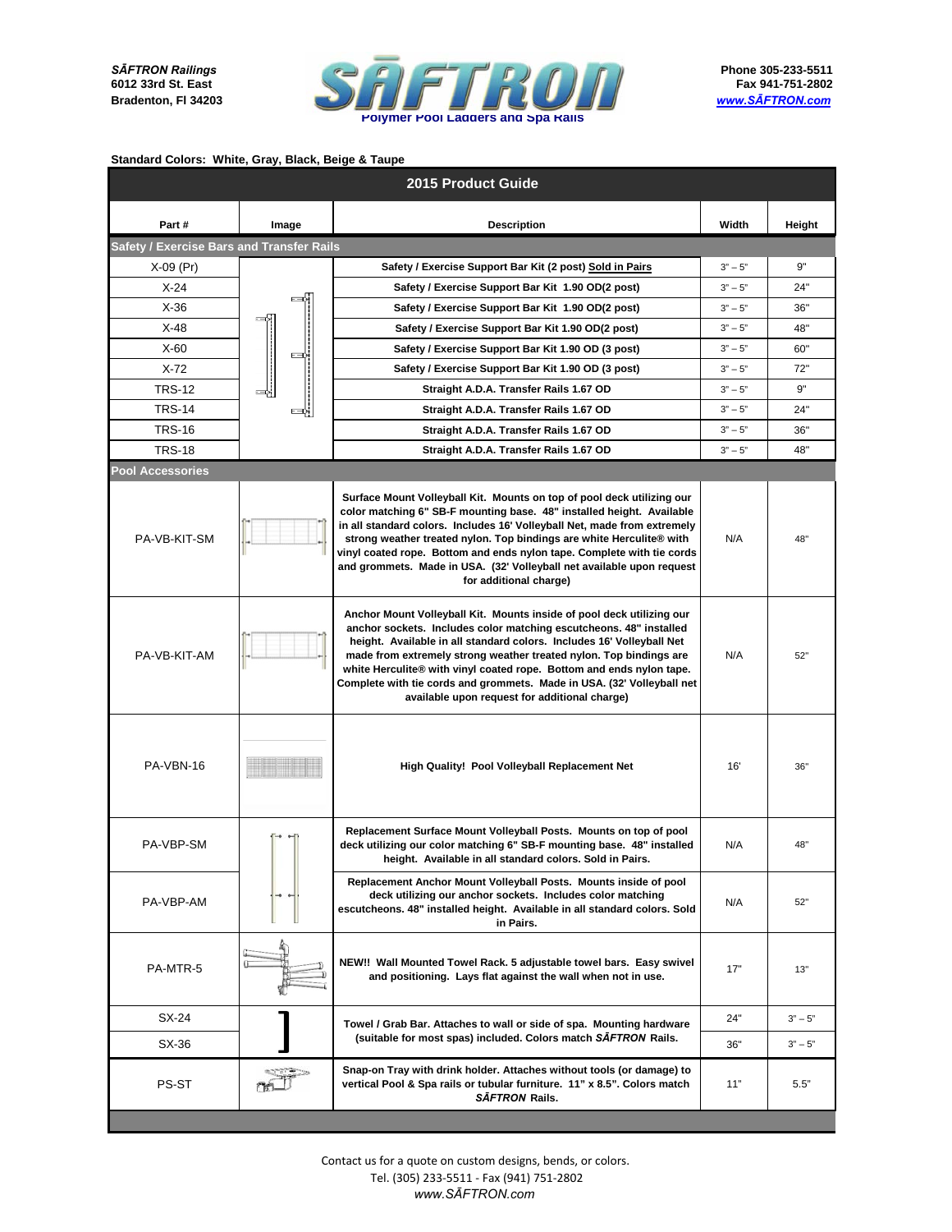*SĀFTRON Railings*
**6012 33rd St. East**
**Bradenton, Fl 34203**

**SĀFTRON**
**Polymer Pool Ladders and Spa Rails**

**Phone 305-233-5511**
**Fax 941-751-2802**
**www.SĀFTRON.com**

**Standard Colors: White, Gray, Black, Beige & Taupe**

## 2015 Product Guide

| Part # | Image | Description | Width | Height |
|---|---|---|---|---|
| **Safety / Exercise Bars and Transfer Rails** | | | | |
| X-09 (Pr) | | **Safety / Exercise Support Bar Kit (2 post) Sold in Pairs** | 3" – 5" | 9" |
| X-24 | | **Safety / Exercise Support Bar Kit 1.90 OD(2 post)** | 3" – 5" | 24" |
| X-36 | | **Safety / Exercise Support Bar Kit 1.90 OD(2 post)** | 3" – 5" | 36" |
| X-48 | | **Safety / Exercise Support Bar Kit 1.90 OD(2 post)** | 3" – 5" | 48" |
| X-60 | | **Safety / Exercise Support Bar Kit 1.90 OD (3 post)** | 3" – 5" | 60" |
| X-72 | | **Safety / Exercise Support Bar Kit 1.90 OD (3 post)** | 3" – 5" | 72" |
| TRS-12 | | **Straight A.D.A. Transfer Rails 1.67 OD** | 3" – 5" | 9" |
| TRS-14 | | **Straight A.D.A. Transfer Rails 1.67 OD** | 3" – 5" | 24" |
| TRS-16 | | **Straight A.D.A. Transfer Rails 1.67 OD** | 3" – 5" | 36" |
| TRS-18 | | **Straight A.D.A. Transfer Rails 1.67 OD** | 3" – 5" | 48" |
| **Pool Accessories** | | | | |
| PA-VB-KIT-SM | | **Surface Mount Volleyball Kit. Mounts on top of pool deck utilizing our color matching 6" SB-F mounting base. 48" installed height. Available in all standard colors. Includes 16' Volleyball Net, made from extremely strong weather treated nylon. Top bindings are white Herculite® with vinyl coated rope. Bottom and ends nylon tape. Complete with tie cords and grommets. Made in USA. (32' Volleyball net available upon request for additional charge)** | N/A | 48" |
| PA-VB-KIT-AM | | **Anchor Mount Volleyball Kit. Mounts inside of pool deck utilizing our anchor sockets. Includes color matching escutcheons. 48" installed height. Available in all standard colors. Includes 16' Volleyball Net made from extremely strong weather treated nylon. Top bindings are white Herculite® with vinyl coated rope. Bottom and ends nylon tape. Complete with tie cords and grommets. Made in USA. (32' Volleyball net available upon request for additional charge)** | N/A | 52" |
| PA-VBN-16 | | **High Quality! Pool Volleyball Replacement Net** | 16' | 36" |
| PA-VBP-SM | | **Replacement Surface Mount Volleyball Posts. Mounts on top of pool deck utilizing our color matching 6" SB-F mounting base. 48" installed height. Available in all standard colors. Sold in Pairs.** | N/A | 48" |
| PA-VBP-AM | | **Replacement Anchor Mount Volleyball Posts. Mounts inside of pool deck utilizing our anchor sockets. Includes color matching escutcheons. 48" installed height. Available in all standard colors. Sold in Pairs.** | N/A | 52" |
| PA-MTR-5 | | **NEW!! Wall Mounted Towel Rack. 5 adjustable towel bars. Easy swivel and positioning. Lays flat against the wall when not in use.** | 17" | 13" |
| SX-24 | | **Towel / Grab Bar. Attaches to wall or side of spa. Mounting hardware (suitable for most spas) included. Colors match *SĀFTRON* Rails.** | 24" | 3" – 5" |
| SX-36 | | | 36" | 3" – 5" |
| PS-ST | | **Snap-on Tray with drink holder. Attaches without tools (or damage) to vertical Pool & Spa rails or tubular furniture. 11" x 8.5". Colors match *SĀFTRON* Rails.** | 11" | 5.5" |

Contact us for a quote on custom designs, bends, or colors.
Tel. (305) 233-5511 - Fax (941) 751-2802
*www.SĀFTRON.com*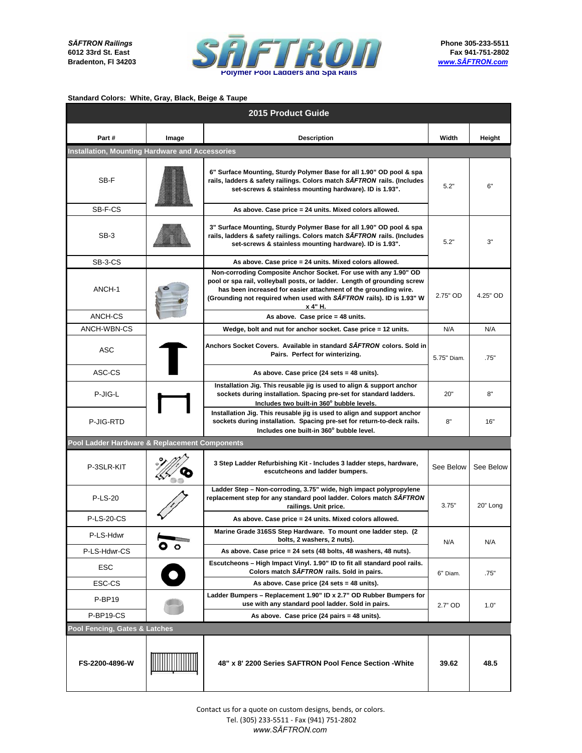**SĀFTRON Railings**
**6012 33rd St. East**
**Bradenton, Fl 34203**

SĀFTRON
Polymer Pool Ladders and Spa Rails

**Phone 305-233-5511**
**Fax 941-751-2802**
**www.SĀFTRON.com**

**Standard Colors: White, Gray, Black, Beige & Taupe**

## 2015 Product Guide

| Part # | Image | Description | Width | Height |
|---|---|---|---|---|
| **Installation, Mounting Hardware and Accessories** | | | | |
| SB-F | | 6" Surface Mounting, Sturdy Polymer Base for all 1.90" OD pool & spa rails, ladders & safety railings. Colors match *SĀFTRON* rails. (Includes set-screws & stainless mounting hardware). ID is 1.93". | 5.2" | 6" |
| SB-F-CS | | As above. Case price = 24 units. Mixed colors allowed. | | |
| SB-3 | | 3" Surface Mounting, Sturdy Polymer Base for all 1.90" OD pool & spa rails, ladders & safety railings. Colors match *SĀFTRON* rails. (Includes set-screws & stainless mounting hardware). ID is 1.93". | 5.2" | 3" |
| SB-3-CS | | As above. Case price = 24 units. Mixed colors allowed. | | |
| ANCH-1 | | Non-corroding Composite Anchor Socket. For use with any 1.90" OD pool or spa rail, volleyball posts, or ladder. Length of grounding screw has been increased for easier attachment of the grounding wire. (Grounding not required when used with *SĀFTRON* rails). ID is 1.93" W x 4" H. | 2.75" OD | 4.25" OD |
| ANCH-CS | | As above. Case price = 48 units. | | |
| ANCH-WBN-CS | | Wedge, bolt and nut for anchor socket. Case price = 12 units. | N/A | N/A |
| ASC | | Anchors Socket Covers. Available in standard *SĀFTRON* colors. Sold in Pairs. Perfect for winterizing. | 5.75" Diam. | .75" |
| ASC-CS | | As above. Case price (24 sets = 48 units). | | |
| P-JIG-L | | Installation Jig. This reusable jig is used to align & support anchor sockets during installation. Spacing pre-set for standard ladders. Includes two built-in 360° bubble levels. | 20" | 8" |
| P-JIG-RTD | | Installation Jig. This reusable jig is used to align and support anchor sockets during installation. Spacing pre-set for return-to-deck rails. Includes one built-in 360° bubble level. | 8" | 16" |
| **Pool Ladder Hardware & Replacement Components** | | | | |
| P-3SLR-KIT | | 3 Step Ladder Refurbishing Kit - Includes 3 ladder steps, hardware, escutcheons and ladder bumpers. | See Below | See Below |
| P-LS-20 | | Ladder Step – Non-corroding, 3.75" wide, high impact polypropylene replacement step for any standard pool ladder. Colors match *SĀFTRON* railings. Unit price. | 3.75" | 20" Long |
| P-LS-20-CS | | As above. Case price = 24 units. Mixed colors allowed. | | |
| P-LS-Hdwr | | Marine Grade 316SS Step Hardware. To mount one ladder step. (2 bolts, 2 washers, 2 nuts). | N/A | N/A |
| P-LS-Hdwr-CS | | As above. Case price = 24 sets (48 bolts, 48 washers, 48 nuts). | | |
| ESC | | Escutcheons – High Impact Vinyl. 1.90" ID to fit all standard pool rails. Colors match *SĀFTRON* rails. Sold in pairs. | 6" Diam. | .75" |
| ESC-CS | | As above. Case price (24 sets = 48 units). | | |
| P-BP19 | | Ladder Bumpers – Replacement 1.90" ID x 2.7" OD Rubber Bumpers for use with any standard pool ladder. Sold in pairs. | 2.7" OD | 1.0" |
| P-BP19-CS | | As above. Case price (24 pairs = 48 units). | | |
| **Pool Fencing, Gates & Latches** | | | | |
| **FS-2200-4896-W** | | **48" x 8' 2200 Series SAFTRON Pool Fence Section -White** | **39.62** | **48.5** |

Contact us for a quote on custom designs, bends, or colors.
Tel. (305) 233-5511 - Fax (941) 751-2802
*www.SĀFTRON.com*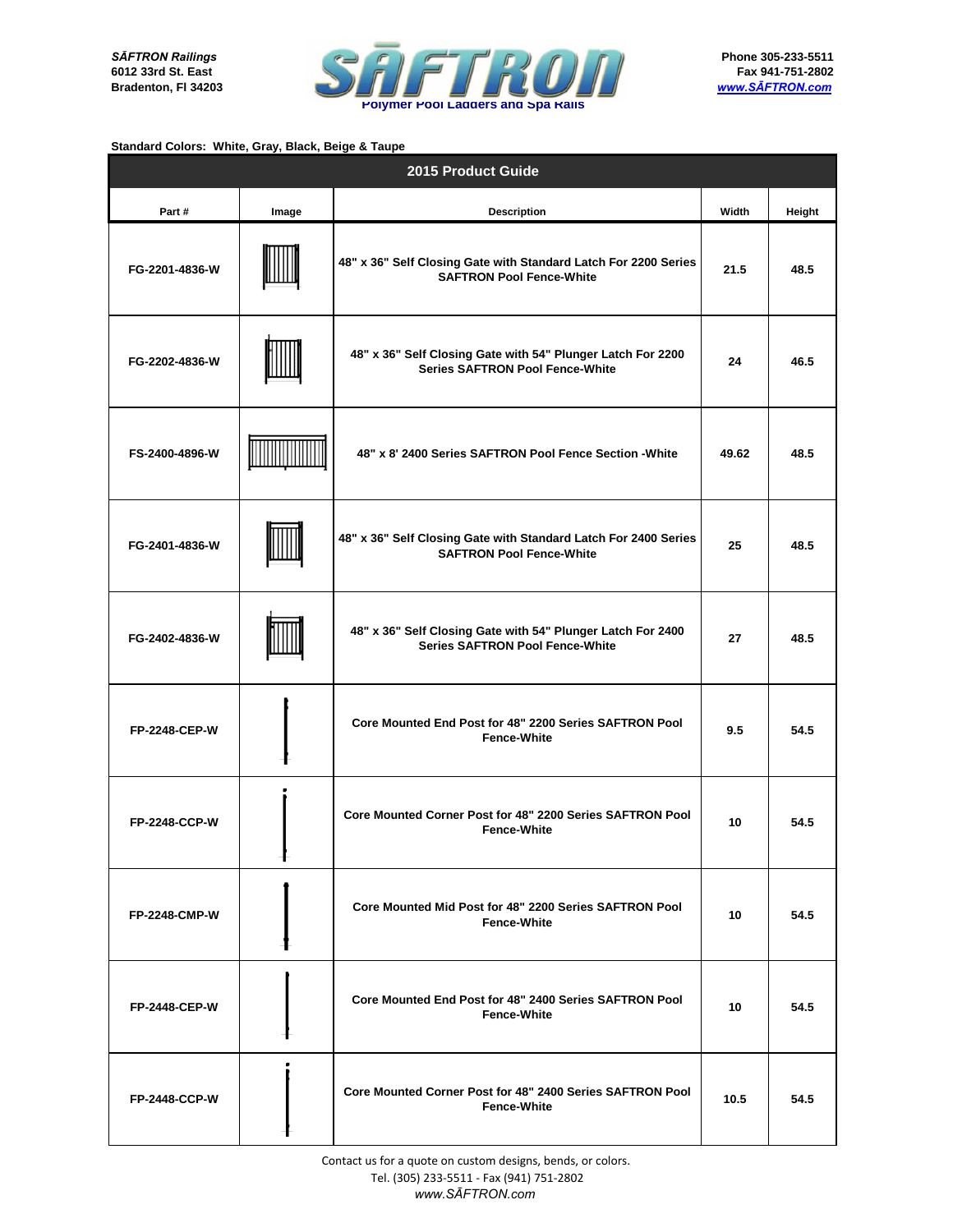*SĀFTRON Railings*
6012 33rd St. East
Bradenton, Fl 34203

Polymer Pool Ladders and Spa Rails

Phone 305-233-5511
Fax 941-751-2802
www.SĀFTRON.com

**Standard Colors: White, Gray, Black, Beige & Taupe**

| 2015 Product Guide | | | | |
|---|---|---|---|---|
| **Part #** | **Image** | **Description** | **Width** | **Height** |
| FG-2201-4836-W | | 48" x 36" Self Closing Gate with Standard Latch For 2200 Series SAFTRON Pool Fence-White | 21.5 | 48.5 |
| FG-2202-4836-W | | 48" x 36" Self Closing Gate with 54" Plunger Latch For 2200 Series SAFTRON Pool Fence-White | 24 | 46.5 |
| FS-2400-4896-W | | 48" x 8' 2400 Series SAFTRON Pool Fence Section -White | 49.62 | 48.5 |
| FG-2401-4836-W | | 48" x 36" Self Closing Gate with Standard Latch For 2400 Series SAFTRON Pool Fence-White | 25 | 48.5 |
| FG-2402-4836-W | | 48" x 36" Self Closing Gate with 54" Plunger Latch For 2400 Series SAFTRON Pool Fence-White | 27 | 48.5 |
| FP-2248-CEP-W | | Core Mounted End Post for 48" 2200 Series SAFTRON Pool Fence-White | 9.5 | 54.5 |
| FP-2248-CCP-W | | Core Mounted Corner Post for 48" 2200 Series SAFTRON Pool Fence-White | 10 | 54.5 |
| FP-2248-CMP-W | | Core Mounted Mid Post for 48" 2200 Series SAFTRON Pool Fence-White | 10 | 54.5 |
| FP-2448-CEP-W | | Core Mounted End Post for 48" 2400 Series SAFTRON Pool Fence-White | 10 | 54.5 |
| FP-2448-CCP-W | | Core Mounted Corner Post for 48" 2400 Series SAFTRON Pool Fence-White | 10.5 | 54.5 |

Contact us for a quote on custom designs, bends, or colors.
Tel. (305) 233-5511 - Fax (941) 751-2802
*www.SĀFTRON.com*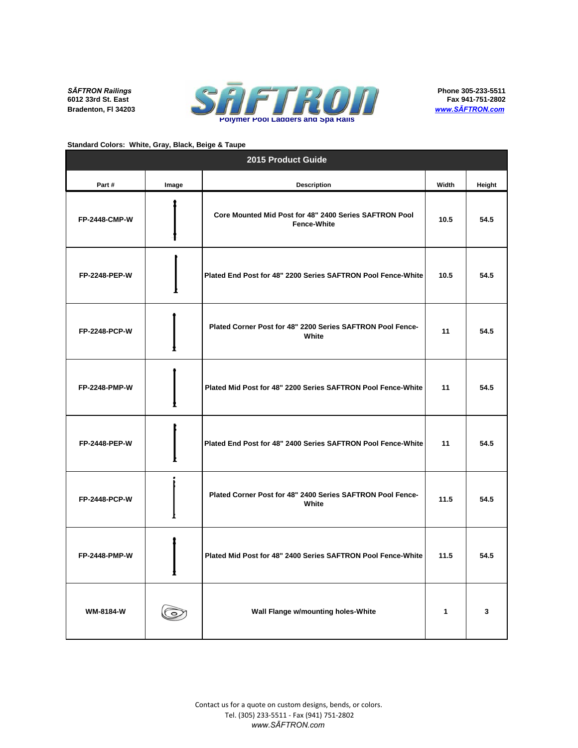*SĀFTRON Railings*
**6012 33rd St. East**
**Bradenton, Fl 34203**

**Polymer Pool Ladders and Spa Rails**

**Phone 305-233-5511**
**Fax 941-751-2802**
***www.SĀFTRON.com***

**Standard Colors: White, Gray, Black, Beige & Taupe**

## 2015 Product Guide

| Part # | Image | Description | Width | Height |
|---|---|---|---|---|
| FP-2448-CMP-W | | Core Mounted Mid Post for 48" 2400 Series SAFTRON Pool Fence-White | 10.5 | 54.5 |
| FP-2248-PEP-W | | Plated End Post for 48" 2200 Series SAFTRON Pool Fence-White | 10.5 | 54.5 |
| FP-2248-PCP-W | | Plated Corner Post for 48" 2200 Series SAFTRON Pool Fence-White | 11 | 54.5 |
| FP-2248-PMP-W | | Plated Mid Post for 48" 2200 Series SAFTRON Pool Fence-White | 11 | 54.5 |
| FP-2448-PEP-W | | Plated End Post for 48" 2400 Series SAFTRON Pool Fence-White | 11 | 54.5 |
| FP-2448-PCP-W | | Plated Corner Post for 48" 2400 Series SAFTRON Pool Fence-White | 11.5 | 54.5 |
| FP-2448-PMP-W | | Plated Mid Post for 48" 2400 Series SAFTRON Pool Fence-White | 11.5 | 54.5 |
| WM-8184-W | | Wall Flange w/mounting holes-White | 1 | 3 |

Contact us for a quote on custom designs, bends, or colors.
Tel. (305) 233-5511 - Fax (941) 751-2802
*www.SĀFTRON.com*